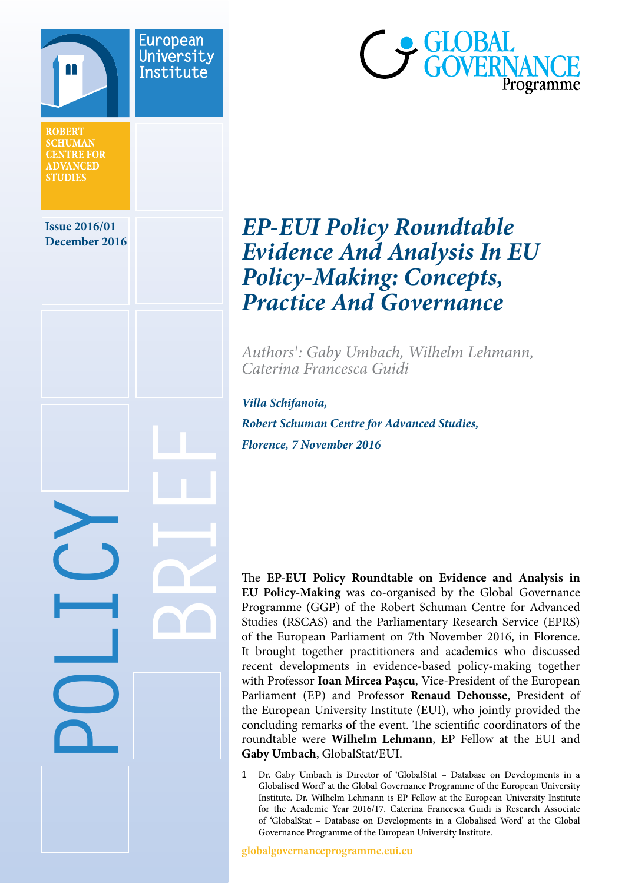European University Institute

ROBERT SCHUMAN CENTRE FOR ADVANCED STUDIES

GLOBAL GOVERNANCE Programme

Issue 2016/01
December 2016

POLICY BRIEF

# *EP-EUI Policy Roundtable Evidence And Analysis In EU Policy-Making: Concepts, Practice And Governance*

*Authors[1]: Gaby Umbach, Wilhelm Lehmann, Caterina Francesca Guidi*

***Villa Schifanoia,***

***Robert Schuman Centre for Advanced Studies,***

***Florence, 7 November 2016***

The **EP-EUI Policy Roundtable on Evidence and Analysis in EU Policy-Making** was co-organised by the Global Governance Programme (GGP) of the Robert Schuman Centre for Advanced Studies (RSCAS) and the Parliamentary Research Service (EPRS) of the European Parliament on 7th November 2016, in Florence. It brought together practitioners and academics who discussed recent developments in evidence-based policy-making together with Professor **Ioan Mircea Paşcu**, Vice-President of the European Parliament (EP) and Professor **Renaud Dehousse**, President of the European University Institute (EUI), who jointly provided the concluding remarks of the event. The scientific coordinators of the roundtable were **Wilhelm Lehmann**, EP Fellow at the EUI and **Gaby Umbach**, GlobalStat/EUI.

1 Dr. Gaby Umbach is Director of 'GlobalStat – Database on Developments in a Globalised Word' at the Global Governance Programme of the European University Institute. Dr. Wilhelm Lehmann is EP Fellow at the European University Institute for the Academic Year 2016/17. Caterina Francesca Guidi is Research Associate of 'GlobalStat – Database on Developments in a Globalised Word' at the Global Governance Programme of the European University Institute.

globalgovernanceprogramme.eui.eu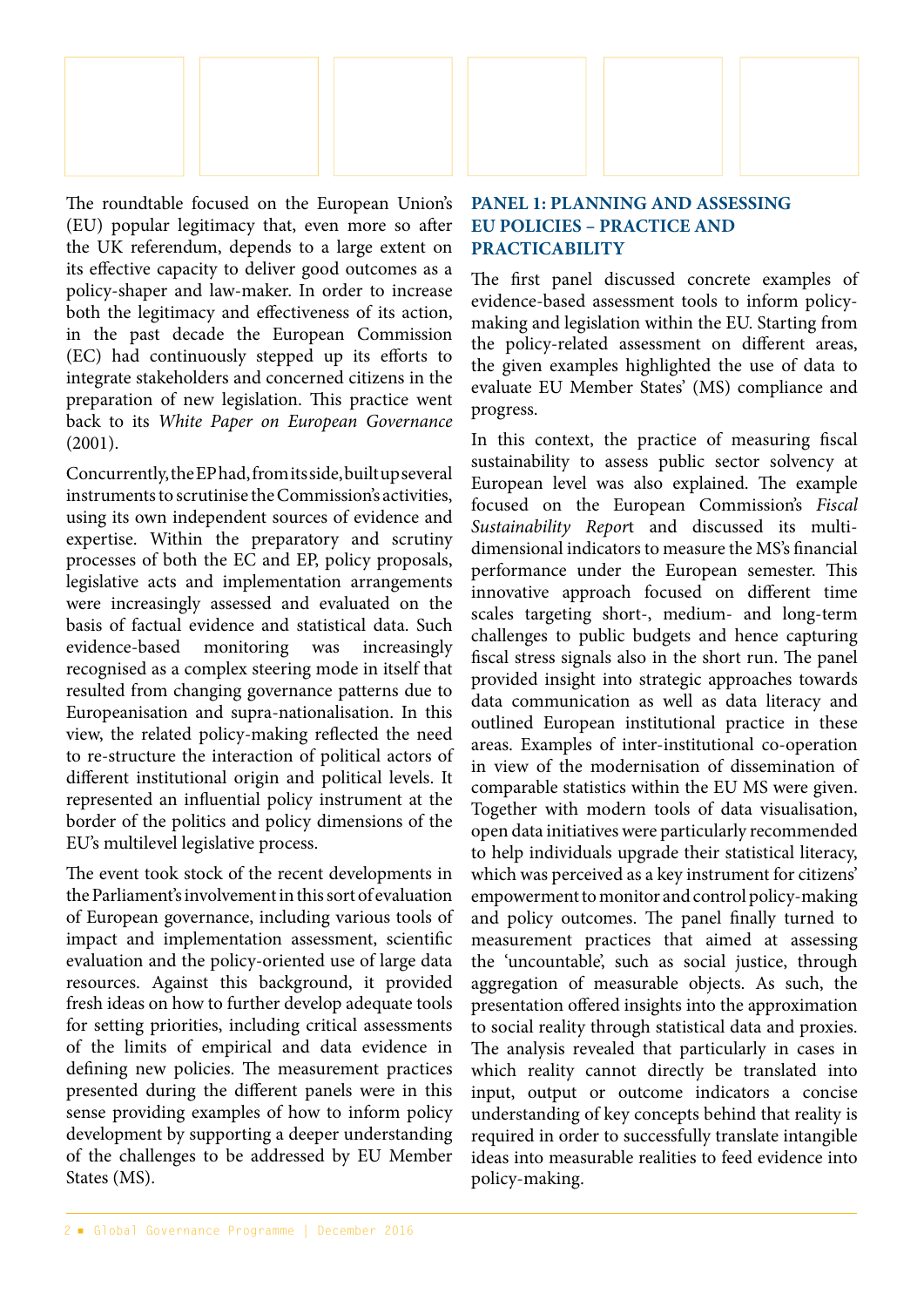The roundtable focused on the European Union's (EU) popular legitimacy that, even more so after the UK referendum, depends to a large extent on its effective capacity to deliver good outcomes as a policy-shaper and law-maker. In order to increase both the legitimacy and effectiveness of its action, in the past decade the European Commission (EC) had continuously stepped up its efforts to integrate stakeholders and concerned citizens in the preparation of new legislation. This practice went back to its *White Paper on European Governance* (2001).

Concurrently, the EP had, from its side, built up several instruments to scrutinise the Commission's activities, using its own independent sources of evidence and expertise. Within the preparatory and scrutiny processes of both the EC and EP, policy proposals, legislative acts and implementation arrangements were increasingly assessed and evaluated on the basis of factual evidence and statistical data. Such evidence-based monitoring was increasingly recognised as a complex steering mode in itself that resulted from changing governance patterns due to Europeanisation and supra-nationalisation. In this view, the related policy-making reflected the need to re-structure the interaction of political actors of different institutional origin and political levels. It represented an influential policy instrument at the border of the politics and policy dimensions of the EU's multilevel legislative process.

The event took stock of the recent developments in the Parliament's involvement in this sort of evaluation of European governance, including various tools of impact and implementation assessment, scientific evaluation and the policy-oriented use of large data resources. Against this background, it provided fresh ideas on how to further develop adequate tools for setting priorities, including critical assessments of the limits of empirical and data evidence in defining new policies. The measurement practices presented during the different panels were in this sense providing examples of how to inform policy development by supporting a deeper understanding of the challenges to be addressed by EU Member States (MS).

## PANEL 1: PLANNING AND ASSESSING EU POLICIES – PRACTICE AND PRACTICABILITY

The first panel discussed concrete examples of evidence-based assessment tools to inform policy-making and legislation within the EU. Starting from the policy-related assessment on different areas, the given examples highlighted the use of data to evaluate EU Member States' (MS) compliance and progress.

In this context, the practice of measuring fiscal sustainability to assess public sector solvency at European level was also explained. The example focused on the European Commission's *Fiscal Sustainability Report* and discussed its multi-dimensional indicators to measure the MS's financial performance under the European semester. This innovative approach focused on different time scales targeting short-, medium- and long-term challenges to public budgets and hence capturing fiscal stress signals also in the short run. The panel provided insight into strategic approaches towards data communication as well as data literacy and outlined European institutional practice in these areas. Examples of inter-institutional co-operation in view of the modernisation of dissemination of comparable statistics within the EU MS were given. Together with modern tools of data visualisation, open data initiatives were particularly recommended to help individuals upgrade their statistical literacy, which was perceived as a key instrument for citizens' empowerment to monitor and control policy-making and policy outcomes. The panel finally turned to measurement practices that aimed at assessing the 'uncountable', such as social justice, through aggregation of measurable objects. As such, the presentation offered insights into the approximation to social reality through statistical data and proxies. The analysis revealed that particularly in cases in which reality cannot directly be translated into input, output or outcome indicators a concise understanding of key concepts behind that reality is required in order to successfully translate intangible ideas into measurable realities to feed evidence into policy-making.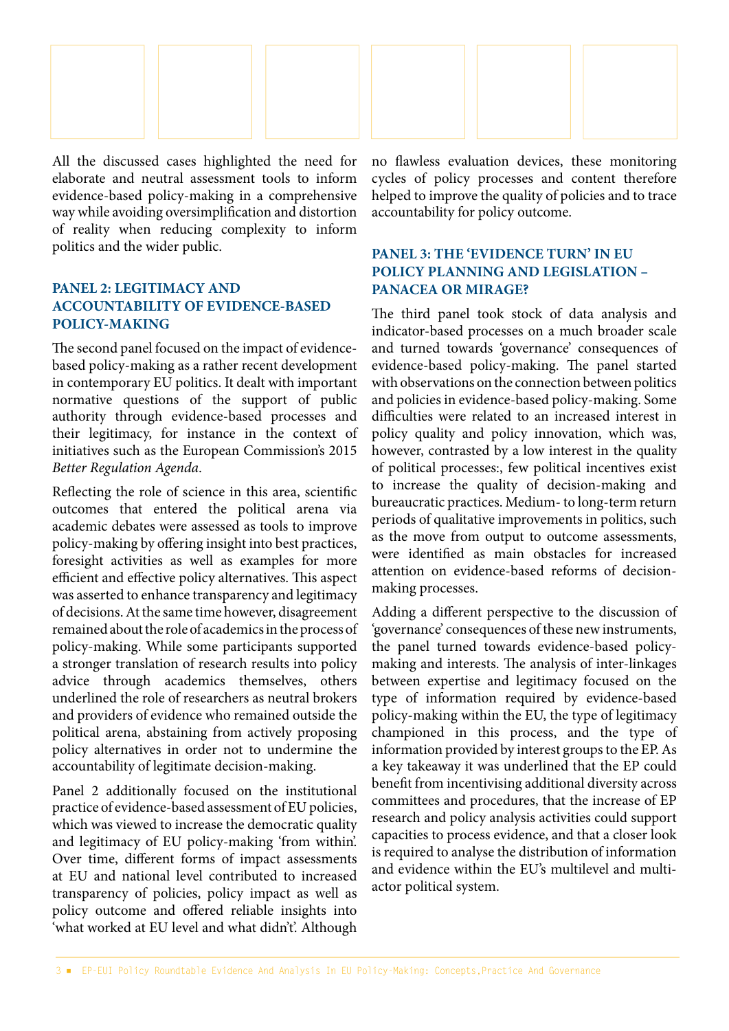All the discussed cases highlighted the need for elaborate and neutral assessment tools to inform evidence-based policy-making in a comprehensive way while avoiding oversimplification and distortion of reality when reducing complexity to inform politics and the wider public.

## PANEL 2: LEGITIMACY AND ACCOUNTABILITY OF EVIDENCE-BASED POLICY-MAKING

The second panel focused on the impact of evidence-based policy-making as a rather recent development in contemporary EU politics. It dealt with important normative questions of the support of public authority through evidence-based processes and their legitimacy, for instance in the context of initiatives such as the European Commission's 2015 *Better Regulation Agenda*.

Reflecting the role of science in this area, scientific outcomes that entered the political arena via academic debates were assessed as tools to improve policy-making by offering insight into best practices, foresight activities as well as examples for more efficient and effective policy alternatives. This aspect was asserted to enhance transparency and legitimacy of decisions. At the same time however, disagreement remained about the role of academics in the process of policy-making. While some participants supported a stronger translation of research results into policy advice through academics themselves, others underlined the role of researchers as neutral brokers and providers of evidence who remained outside the political arena, abstaining from actively proposing policy alternatives in order not to undermine the accountability of legitimate decision-making.

Panel 2 additionally focused on the institutional practice of evidence-based assessment of EU policies, which was viewed to increase the democratic quality and legitimacy of EU policy-making 'from within'. Over time, different forms of impact assessments at EU and national level contributed to increased transparency of policies, policy impact as well as policy outcome and offered reliable insights into 'what worked at EU level and what didn't'. Although no flawless evaluation devices, these monitoring cycles of policy processes and content therefore helped to improve the quality of policies and to trace accountability for policy outcome.

## PANEL 3: THE 'EVIDENCE TURN' IN EU POLICY PLANNING AND LEGISLATION – PANACEA OR MIRAGE?

The third panel took stock of data analysis and indicator-based processes on a much broader scale and turned towards 'governance' consequences of evidence-based policy-making. The panel started with observations on the connection between politics and policies in evidence-based policy-making. Some difficulties were related to an increased interest in policy quality and policy innovation, which was, however, contrasted by a low interest in the quality of political processes:, few political incentives exist to increase the quality of decision-making and bureaucratic practices. Medium- to long-term return periods of qualitative improvements in politics, such as the move from output to outcome assessments, were identified as main obstacles for increased attention on evidence-based reforms of decision-making processes.

Adding a different perspective to the discussion of 'governance' consequences of these new instruments, the panel turned towards evidence-based policy-making and interests. The analysis of inter-linkages between expertise and legitimacy focused on the type of information required by evidence-based policy-making within the EU, the type of legitimacy championed in this process, and the type of information provided by interest groups to the EP. As a key takeaway it was underlined that the EP could benefit from incentivising additional diversity across committees and procedures, that the increase of EP research and policy analysis activities could support capacities to process evidence, and that a closer look is required to analyse the distribution of information and evidence within the EU's multilevel and multi-actor political system.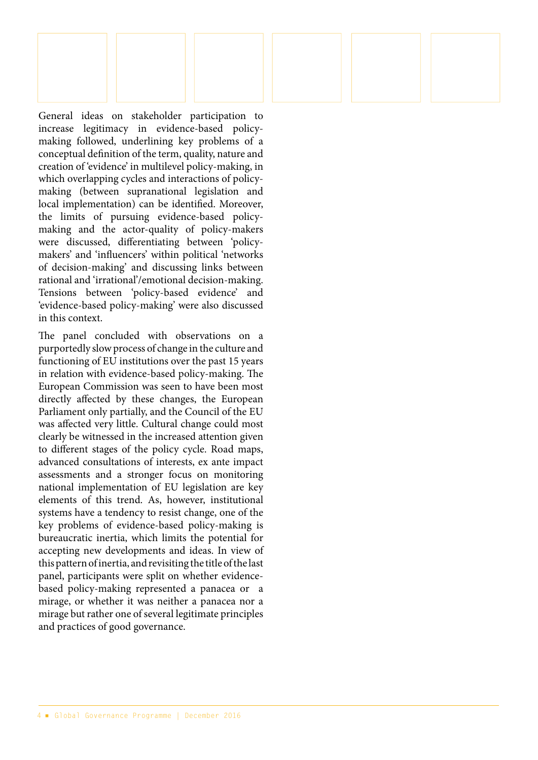General ideas on stakeholder participation to increase legitimacy in evidence-based policy-making followed, underlining key problems of a conceptual definition of the term, quality, nature and creation of 'evidence' in multilevel policy-making, in which overlapping cycles and interactions of policy-making (between supranational legislation and local implementation) can be identified. Moreover, the limits of pursuing evidence-based policy-making and the actor-quality of policy-makers were discussed, differentiating between 'policy-makers' and 'influencers' within political 'networks of decision-making' and discussing links between rational and 'irrational'/emotional decision-making. Tensions between 'policy-based evidence' and 'evidence-based policy-making' were also discussed in this context.

The panel concluded with observations on a purportedly slow process of change in the culture and functioning of EU institutions over the past 15 years in relation with evidence-based policy-making. The European Commission was seen to have been most directly affected by these changes, the European Parliament only partially, and the Council of the EU was affected very little. Cultural change could most clearly be witnessed in the increased attention given to different stages of the policy cycle. Road maps, advanced consultations of interests, ex ante impact assessments and a stronger focus on monitoring national implementation of EU legislation are key elements of this trend. As, however, institutional systems have a tendency to resist change, one of the key problems of evidence-based policy-making is bureaucratic inertia, which limits the potential for accepting new developments and ideas. In view of this pattern of inertia, and revisiting the title of the last panel, participants were split on whether evidence-based policy-making represented a panacea or a mirage, or whether it was neither a panacea nor a mirage but rather one of several legitimate principles and practices of good governance.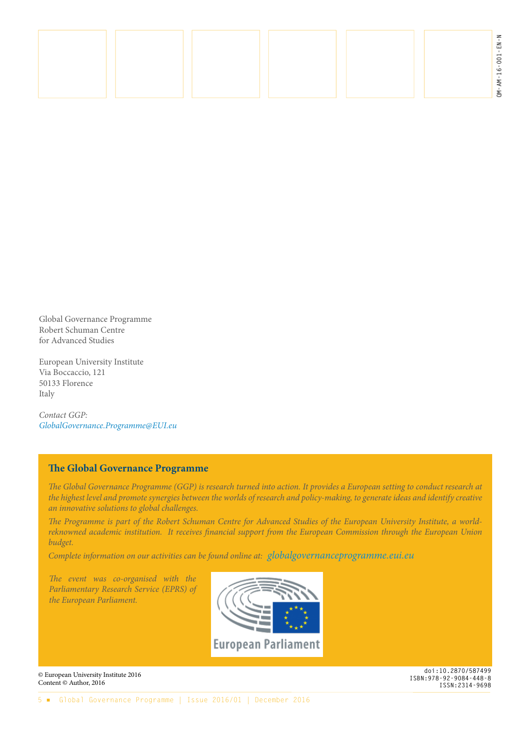QM-AM-16-001-EN-N

Global Governance Programme
Robert Schuman Centre
for Advanced Studies

European University Institute
Via Boccaccio, 121
50133 Florence
Italy

*Contact GGP:*
*GlobalGovernance.Programme@EUI.eu*

## The Global Governance Programme

*The Global Governance Programme (GGP) is research turned into action. It provides a European setting to conduct research at the highest level and promote synergies between the worlds of research and policy-making, to generate ideas and identify creative an innovative solutions to global challenges.*

*The Programme is part of the Robert Schuman Centre for Advanced Studies of the European University Institute, a world-reknowned academic institution. It receives financial support from the European Commission through the European Union budget.*

*Complete information on our activities can be found online at: globalgovernanceprogramme.eui.eu*

*The event was co-organised with the Parliamentary Research Service (EPRS) of the European Parliament.*

European Parliament

© European University Institute 2016
Content © Author, 2016

doi:10.2870/587499
ISBN:978-92-9084-448-8
ISSN:2314-9698